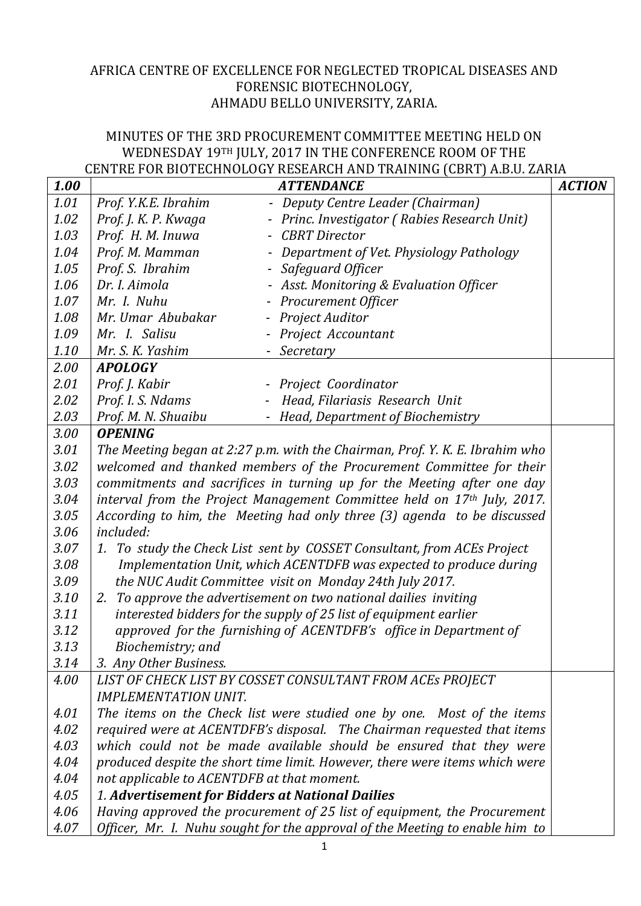AFRICA CENTRE OF EXCELLENCE FOR NEGLECTED TROPICAL DISEASES AND FORENSIC BIOTECHNOLOGY,
AHMADU BELLO UNIVERSITY, ZARIA.

MINUTES OF THE 3RD PROCUREMENT COMMITTEE MEETING HELD ON WEDNESDAY 19TH JULY, 2017 IN THE CONFERENCE ROOM OF THE CENTRE FOR BIOTECHNOLOGY RESEARCH AND TRAINING (CBRT) A.B.U. ZARIA

| ***1.00*** | ***ATTENDANCE*** | ***ACTION*** |
|---|---|---|
| *1.01* | *Prof. Y.K.E. Ibrahim - Deputy Centre Leader (Chairman)* | |
| *1.02* | *Prof. J. K. P. Kwaga - Princ. Investigator ( Rabies Research Unit)* | |
| *1.03* | *Prof. H. M. Inuwa - CBRT Director* | |
| *1.04* | *Prof. M. Mamman - Department of Vet. Physiology Pathology* | |
| *1.05* | *Prof. S. Ibrahim - Safeguard Officer* | |
| *1.06* | *Dr. I. Aimola - Asst. Monitoring & Evaluation Officer* | |
| *1.07* | *Mr. I. Nuhu - Procurement Officer* | |
| *1.08* | *Mr. Umar Abubakar - Project Auditor* | |
| *1.09* | *Mr. I. Salisu - Project Accountant* | |
| *1.10* | *Mr. S. K. Yashim - Secretary* | |
| *2.00* | ***APOLOGY*** | |
| *2.01* | *Prof. J. Kabir - Project Coordinator* | |
| *2.02* | *Prof. I. S. Ndams - Head, Filariasis Research Unit* | |
| *2.03* | *Prof. M. N. Shuaibu - Head, Department of Biochemistry* | |
| *3.00* | ***OPENING*** | |
| *3.01* | *The Meeting began at 2:27 p.m. with the Chairman, Prof. Y. K. E. Ibrahim who* | |
| *3.02* | *welcomed and thanked members of the Procurement Committee for their* | |
| *3.03* | *commitments and sacrifices in turning up for the Meeting after one day* | |
| *3.04* | *interval from the Project Management Committee held on 17th July, 2017.* | |
| *3.05* | *According to him, the Meeting had only three (3) agenda to be discussed* | |
| *3.06* | *included:* | |
| *3.07* | *1. To study the Check List sent by COSSET Consultant, from ACEs Project* | |
| *3.08* | *Implementation Unit, which ACENTDFB was expected to produce during* | |
| *3.09* | *the NUC Audit Committee visit on Monday 24th July 2017.* | |
| *3.10* | *2. To approve the advertisement on two national dailies inviting* | |
| *3.11* | *interested bidders for the supply of 25 list of equipment earlier* | |
| *3.12* | *approved for the furnishing of ACENTDFB's office in Department of* | |
| *3.13* | *Biochemistry; and* | |
| *3.14* | *3. Any Other Business.* | |
| *4.00* | *LIST OF CHECK LIST BY COSSET CONSULTANT FROM ACEs PROJECT IMPLEMENTATION UNIT.* | |
| *4.01* | *The items on the Check list were studied one by one. Most of the items* | |
| *4.02* | *required were at ACENTDFB's disposal. The Chairman requested that items* | |
| *4.03* | *which could not be made available should be ensured that they were* | |
| *4.04* | *produced despite the short time limit. However, there were items which were* | |
| *4.04* | *not applicable to ACENTDFB at that moment.* | |
| *4.05* | ***1. Advertisement for Bidders at National Dailies*** | |
| *4.06* | *Having approved the procurement of 25 list of equipment, the Procurement* | |
| *4.07* | *Officer, Mr. I. Nuhu sought for the approval of the Meeting to enable him to* | |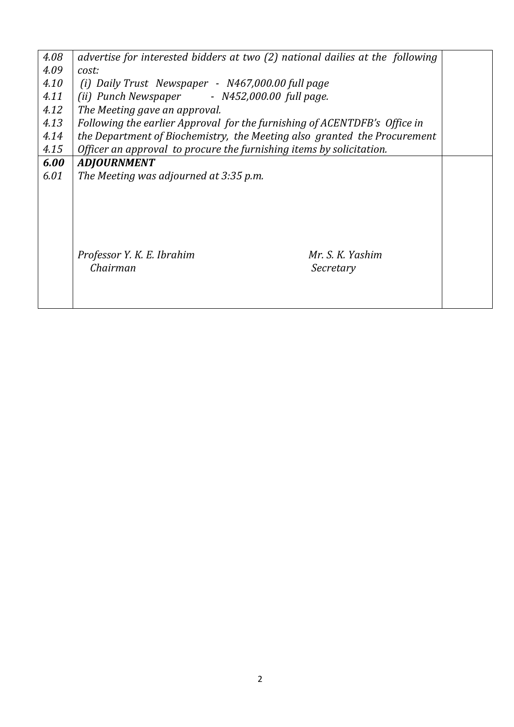| | | |
|---|---|---|
| *4.08* | *advertise for interested bidders at two (2) national dailies at the following* | |
| *4.09* | *cost:* | |
| *4.10* | *(i) Daily Trust Newspaper - N467,000.00 full page* | |
| *4.11* | *(ii) Punch Newspaper - N452,000.00 full page.* | |
| *4.12* | *The Meeting gave an approval.* | |
| *4.13* | *Following the earlier Approval for the furnishing of ACENTDFB's Office in* | |
| *4.14* | *the Department of Biochemistry, the Meeting also granted the Procurement* | |
| *4.15* | *Officer an approval to procure the furnishing items by solicitation.* | |
| ***6.00*** | ***ADJOURNMENT*** | |
| *6.01* | *The Meeting was adjourned at 3:35 p.m.* | |
| | *Professor Y. K. E. Ibrahim* — *Chairman* | |
| | *Mr. S. K. Yashim* — *Secretary* | |